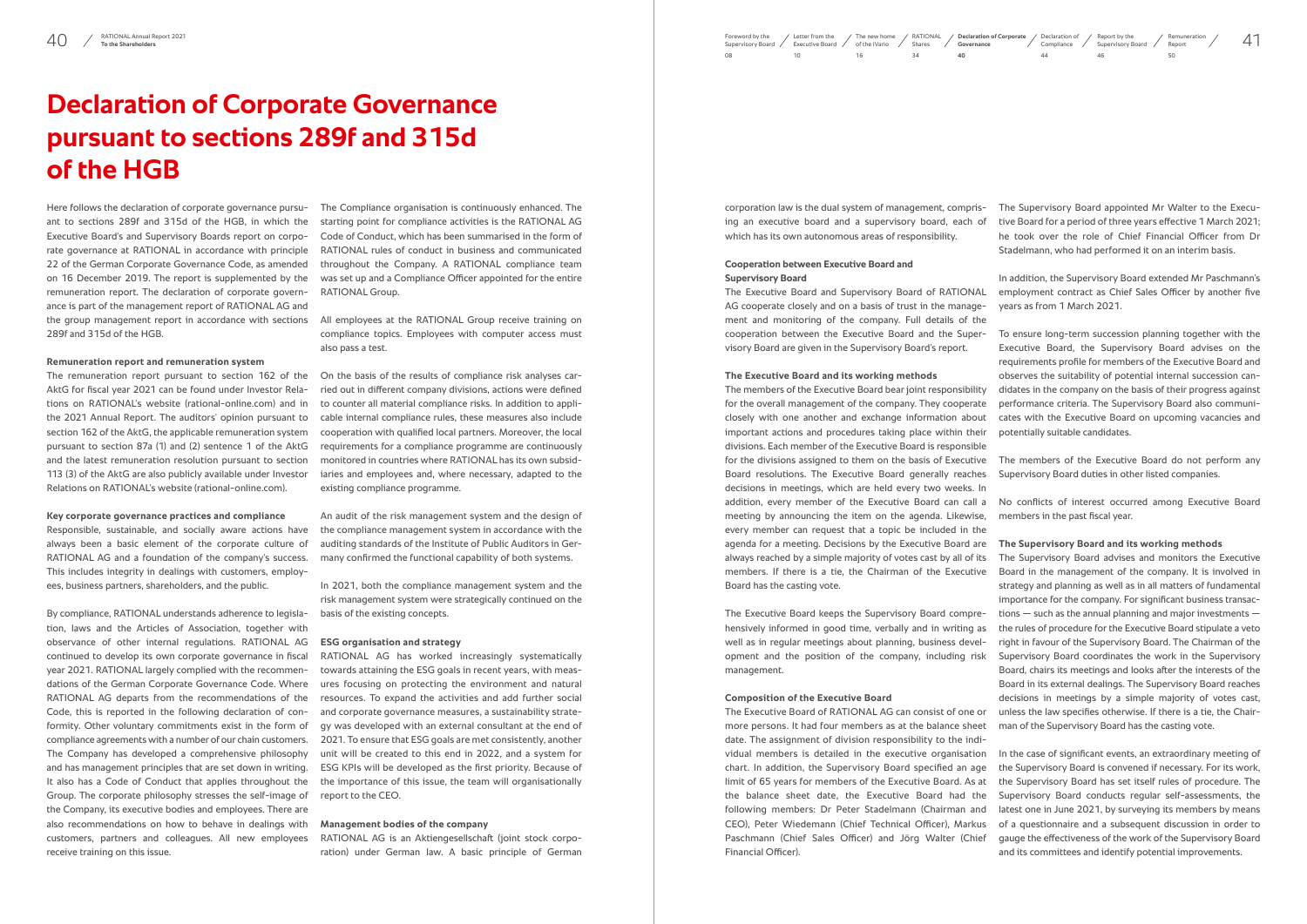# Declaration of Corporate Governance pursuant to sections 289f and 315d of the HGB

Here follows the declaration of corporate governance pursuant to sections 289f and 315d of the HGB, in which the Executive Board's and Supervisory Boards report on corporate governance at RATIONAL in accordance with principle 22 of the German Corporate Governance Code, as amended on 16 December 2019. The report is supplemented by the remuneration report. The declaration of corporate governance is part of the management report of RATIONAL AG and the group management report in accordance with sections 289f and 315d of the HGB.

### Remuneration report and remuneration system

The remuneration report pursuant to section 162 of the AktG for fiscal year 2021 can be found under Investor Relations on RATIONAL's website (rational-online.com) and in the 2021 Annual Report. The auditors' opinion pursuant to section 162 of the AktG, the applicable remuneration system pursuant to section 87a (1) and (2) sentence 1 of the AktG and the latest remuneration resolution pursuant to section 113 (3) of the AktG are also publicly available under Investor Relations on RATIONAL's website (rational-online.com).

### Key corporate governance practices and compliance

Responsible, sustainable, and socially aware actions have always been a basic element of the corporate culture of RATIONAL AG and a foundation of the company's success. This includes integrity in dealings with customers, employees, business partners, shareholders, and the public.

By compliance, RATIONAL understands adherence to legislation, laws and the Articles of Association, together with observance of other internal regulations. RATIONAL AG continued to develop its own corporate governance in fiscal year 2021. RATIONAL largely complied with the recommendations of the German Corporate Governance Code. Where RATIONAL AG departs from the recommendations of the Code, this is reported in the following declaration of conformity. Other voluntary commitments exist in the form of compliance agreements with a number of our chain customers. The Company has developed a comprehensive philosophy and has management principles that are set down in writing. It also has a Code of Conduct that applies throughout the Group. The corporate philosophy stresses the self-image of the Company, its executive bodies and employees. There are also recommendations on how to behave in dealings with customers, partners and colleagues. All new employees receive training on this issue.

The Compliance organisation is continuously enhanced. The starting point for compliance activities is the RATIONAL AG Code of Conduct, which has been summarised in the form of RATIONAL rules of conduct in business and communicated throughout the Company. A RATIONAL compliance team was set up and a Compliance Officer appointed for the entire RATIONAL Group.

All employees at the RATIONAL Group receive training on compliance topics. Employees with computer access must also pass a test.

On the basis of the results of compliance risk analyses carried out in different company divisions, actions were defined to counter all material compliance risks. In addition to applicable internal compliance rules, these measures also include cooperation with qualified local partners. Moreover, the local requirements for a compliance programme are continuously monitored in countries where RATIONAL has its own subsidiaries and employees and, where necessary, adapted to the existing compliance programme.

An audit of the risk management system and the design of the compliance management system in accordance with the auditing standards of the Institute of Public Auditors in Germany confirmed the functional capability of both systems.

In 2021, both the compliance management system and the risk management system were strategically continued on the basis of the existing concepts.

### ESG organisation and strategy

RATIONAL AG has worked increasingly systematically towards attaining the ESG goals in recent years, with measures focusing on protecting the environment and natural resources. To expand the activities and add further social and corporate governance measures, a sustainability strategy was developed with an external consultant at the end of 2021. To ensure that ESG goals are met consistently, another unit will be created to this end in 2022, and a system for ESG KPIs will be developed as the first priority. Because of the importance of this issue, the team will organisationally report to the CEO.

### Management bodies of the company

RATIONAL AG is an Aktiengesellschaft (joint stock corporation) under German law. A basic principle of German corporation law is the dual system of management, comprising an executive board and a supervisory board, each of which has its own autonomous areas of responsibility.

### Cooperation between Executive Board and Supervisory Board

The Executive Board and Supervisory Board of RATIONAL AG cooperate closely and on a basis of trust in the management and monitoring of the company. Full details of the cooperation between the Executive Board and the Supervisory Board are given in the Supervisory Board's report.

### The Executive Board and its working methods

The members of the Executive Board bear joint responsibility for the overall management of the company. They cooperate closely with one another and exchange information about important actions and procedures taking place within their divisions. Each member of the Executive Board is responsible for the divisions assigned to them on the basis of Executive Board resolutions. The Executive Board generally reaches decisions in meetings, which are held every two weeks. In addition, every member of the Executive Board can call a meeting by announcing the item on the agenda. Likewise, every member can request that a topic be included in the agenda for a meeting. Decisions by the Executive Board are always reached by a simple majority of votes cast by all of its members. If there is a tie, the Chairman of the Executive Board has the casting vote.

The Executive Board keeps the Supervisory Board comprehensively informed in good time, verbally and in writing as well as in regular meetings about planning, business development and the position of the company, including risk management.

### Composition of the Executive Board

The Executive Board of RATIONAL AG can consist of one or more persons. It had four members as at the balance sheet date. The assignment of division responsibility to the individual members is detailed in the executive organisation chart. In addition, the Supervisory Board specified an age limit of 65 years for members of the Executive Board. As at the balance sheet date, the Executive Board had the following members: Dr Peter Stadelmann (Chairman and CEO), Peter Wiedemann (Chief Technical Officer), Markus Paschmann (Chief Sales Officer) and Jörg Walter (Chief Financial Officer).

The Supervisory Board appointed Mr Walter to the Executive Board for a period of three years effective 1 March 2021; he took over the role of Chief Financial Officer from Dr Stadelmann, who had performed it on an interim basis.

In addition, the Supervisory Board extended Mr Paschmann's employment contract as Chief Sales Officer by another five years as from 1 March 2021.

To ensure long-term succession planning together with the Executive Board, the Supervisory Board advises on the requirements profile for members of the Executive Board and observes the suitability of potential internal succession candidates in the company on the basis of their progress against performance criteria. The Supervisory Board also communicates with the Executive Board on upcoming vacancies and potentially suitable candidates.

The members of the Executive Board do not perform any Supervisory Board duties in other listed companies.

No conflicts of interest occurred among Executive Board members in the past fiscal year.

### The Supervisory Board and its working methods

The Supervisory Board advises and monitors the Executive Board in the management of the company. It is involved in strategy and planning as well as in all matters of fundamental importance for the company. For significant business transactions — such as the annual planning and major investments — the rules of procedure for the Executive Board stipulate a veto right in favour of the Supervisory Board. The Chairman of the Supervisory Board coordinates the work in the Supervisory Board, chairs its meetings and looks after the interests of the Board in its external dealings. The Supervisory Board reaches decisions in meetings by a simple majority of votes cast, unless the law specifies otherwise. If there is a tie, the Chairman of the Supervisory Board has the casting vote.

In the case of significant events, an extraordinary meeting of the Supervisory Board is convened if necessary. For its work, the Supervisory Board has set itself rules of procedure. The Supervisory Board conducts regular self-assessments, the latest one in June 2021, by surveying its members by means of a questionnaire and a subsequent discussion in order to gauge the effectiveness of the work of the Supervisory Board and its committees and identify potential improvements.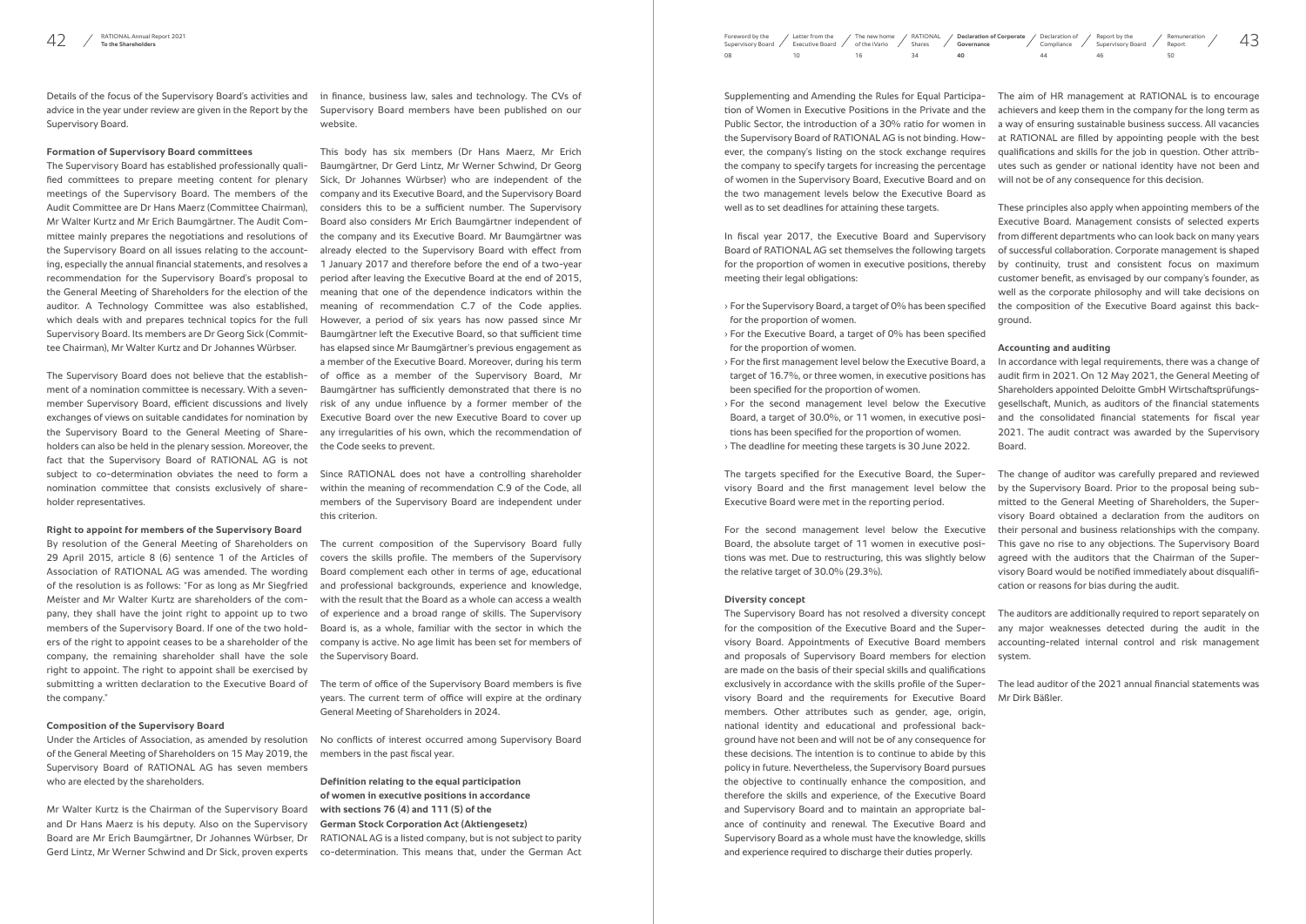Details of the focus of the Supervisory Board's activities and advice in the year under review are given in the Report by the Supervisory Board.

**Formation of Supervisory Board committees**

The Supervisory Board has established professionally qualified committees to prepare meeting content for plenary meetings of the Supervisory Board. The members of the Audit Committee are Dr Hans Maerz (Committee Chairman), Mr Walter Kurtz and Mr Erich Baumgärtner. The Audit Committee mainly prepares the negotiations and resolutions of the Supervisory Board on all issues relating to the accounting, especially the annual financial statements, and resolves a recommendation for the Supervisory Board's proposal to the General Meeting of Shareholders for the election of the auditor. A Technology Committee was also established, which deals with and prepares technical topics for the full Supervisory Board. Its members are Dr Georg Sick (Committee Chairman), Mr Walter Kurtz and Dr Johannes Würbser.

The Supervisory Board does not believe that the establishment of a nomination committee is necessary. With a seven-member Supervisory Board, efficient discussions and lively exchanges of views on suitable candidates for nomination by the Supervisory Board to the General Meeting of Shareholders can also be held in the plenary session. Moreover, the fact that the Supervisory Board of RATIONAL AG is not subject to co-determination obviates the need to form a nomination committee that consists exclusively of shareholder representatives.

**Right to appoint for members of the Supervisory Board**

By resolution of the General Meeting of Shareholders on 29 April 2015, article 8 (6) sentence 1 of the Articles of Association of RATIONAL AG was amended. The wording of the resolution is as follows: "For as long as Mr Siegfried Meister and Mr Walter Kurtz are shareholders of the company, they shall have the joint right to appoint up to two members of the Supervisory Board. If one of the two holders of the right to appoint ceases to be a shareholder of the company, the remaining shareholder shall have the sole right to appoint. The right to appoint shall be exercised by submitting a written declaration to the Executive Board of the company."

**Composition of the Supervisory Board**

Under the Articles of Association, as amended by resolution of the General Meeting of Shareholders on 15 May 2019, the Supervisory Board of RATIONAL AG has seven members who are elected by the shareholders.

Mr Walter Kurtz is the Chairman of the Supervisory Board and Dr Hans Maerz is his deputy. Also on the Supervisory Board are Mr Erich Baumgärtner, Dr Johannes Würbser, Dr Gerd Lintz, Mr Werner Schwind and Dr Sick, proven experts in finance, business law, sales and technology. The CVs of Supervisory Board members have been published on our website.

This body has six members (Dr Hans Maerz, Mr Erich Baumgärtner, Dr Gerd Lintz, Mr Werner Schwind, Dr Georg Sick, Dr Johannes Würbser) who are independent of the company and its Executive Board, and the Supervisory Board considers this to be a sufficient number. The Supervisory Board also considers Mr Erich Baumgärtner independent of the company and its Executive Board. Mr Baumgärtner was already elected to the Supervisory Board with effect from 1 January 2017 and therefore before the end of a two-year period after leaving the Executive Board at the end of 2015, meaning that one of the dependence indicators within the meaning of recommendation C.7 of the Code applies. However, a period of six years has now passed since Mr Baumgärtner left the Executive Board, so that sufficient time has elapsed since Mr Baumgärtner's previous engagement as a member of the Executive Board. Moreover, during his term of office as a member of the Supervisory Board, Mr Baumgärtner has sufficiently demonstrated that there is no risk of any undue influence by a former member of the Executive Board over the new Executive Board to cover up any irregularities of his own, which the recommendation of the Code seeks to prevent.

Since RATIONAL does not have a controlling shareholder within the meaning of recommendation C.9 of the Code, all members of the Supervisory Board are independent under this criterion.

The current composition of the Supervisory Board fully covers the skills profile. The members of the Supervisory Board complement each other in terms of age, educational and professional backgrounds, experience and knowledge, with the result that the Board as a whole can access a wealth of experience and a broad range of skills. The Supervisory Board is, as a whole, familiar with the sector in which the company is active. No age limit has been set for members of the Supervisory Board.

The term of office of the Supervisory Board members is five years. The current term of office will expire at the ordinary General Meeting of Shareholders in 2024.

No conflicts of interest occurred among Supervisory Board members in the past fiscal year.

**Definition relating to the equal participation of women in executive positions in accordance with sections 76 (4) and 111 (5) of the German Stock Corporation Act (Aktiengesetz)**

RATIONAL AG is a listed company, but is not subject to parity co-determination. This means that, under the German Act Supplementing and Amending the Rules for Equal Participation of Women in Executive Positions in the Private and the Public Sector, the introduction of a 30% ratio for women in the Supervisory Board of RATIONAL AG is not binding. However, the company's listing on the stock exchange requires the company to specify targets for increasing the percentage of women in the Supervisory Board, Executive Board and on the two management levels below the Executive Board as well as to set deadlines for attaining these targets.

In fiscal year 2017, the Executive Board and Supervisory Board of RATIONAL AG set themselves the following targets for the proportion of women in executive positions, thereby meeting their legal obligations:

- For the Supervisory Board, a target of 0% has been specified for the proportion of women.
- For the Executive Board, a target of 0% has been specified for the proportion of women.
- For the first management level below the Executive Board, a target of 16.7%, or three women, in executive positions has been specified for the proportion of women.
- For the second management level below the Executive Board, a target of 30.0%, or 11 women, in executive positions has been specified for the proportion of women.
- The deadline for meeting these targets is 30 June 2022.

The targets specified for the Executive Board, the Supervisory Board and the first management level below the Executive Board were met in the reporting period.

For the second management level below the Executive Board, the absolute target of 11 women in executive positions was met. Due to restructuring, this was slightly below the relative target of 30.0% (29.3%).

**Diversity concept**

The Supervisory Board has not resolved a diversity concept for the composition of the Executive Board and the Supervisory Board. Appointments of Executive Board members and proposals of Supervisory Board members for election are made on the basis of their special skills and qualifications exclusively in accordance with the skills profile of the Supervisory Board and the requirements for Executive Board members. Other attributes such as gender, age, origin, national identity and educational and professional background have not been and will not be of any consequence for these decisions. The intention is to continue to abide by this policy in future. Nevertheless, the Supervisory Board pursues the objective to continually enhance the composition, and therefore the skills and experience, of the Executive Board and Supervisory Board and to maintain an appropriate balance of continuity and renewal. The Executive Board and Supervisory Board as a whole must have the knowledge, skills and experience required to discharge their duties properly.

The aim of HR management at RATIONAL is to encourage achievers and keep them in the company for the long term as a way of ensuring sustainable business success. All vacancies at RATIONAL are filled by appointing people with the best qualifications and skills for the job in question. Other attributes such as gender or national identity have not been and will not be of any consequence for this decision.

These principles also apply when appointing members of the Executive Board. Management consists of selected experts from different departments who can look back on many years of successful collaboration. Corporate management is shaped by continuity, trust and consistent focus on maximum customer benefit, as envisaged by our company's founder, as well as the corporate philosophy and will take decisions on the composition of the Executive Board against this background.

**Accounting and auditing**

In accordance with legal requirements, there was a change of audit firm in 2021. On 12 May 2021, the General Meeting of Shareholders appointed Deloitte GmbH Wirtschaftsprüfungsgesellschaft, Munich, as auditors of the financial statements and the consolidated financial statements for fiscal year 2021. The audit contract was awarded by the Supervisory Board.

The change of auditor was carefully prepared and reviewed by the Supervisory Board. Prior to the proposal being submitted to the General Meeting of Shareholders, the Supervisory Board obtained a declaration from the auditors on their personal and business relationships with the company. This gave no rise to any objections. The Supervisory Board agreed with the auditors that the Chairman of the Supervisory Board would be notified immediately about disqualification or reasons for bias during the audit.

The auditors are additionally required to report separately on any major weaknesses detected during the audit in the accounting-related internal control and risk management system.

The lead auditor of the 2021 annual financial statements was Mr Dirk Bäßler.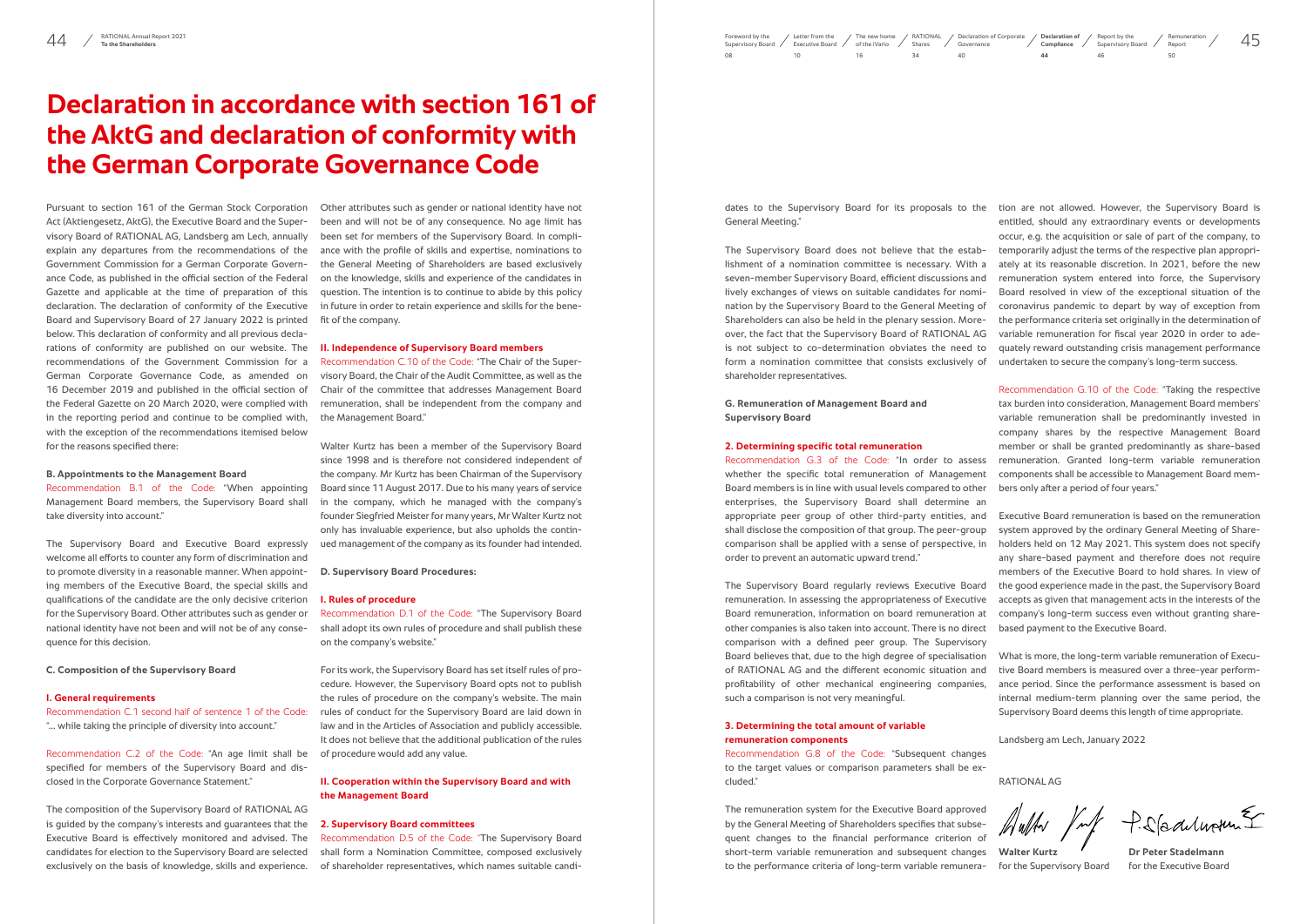# Declaration in accordance with section 161 of the AktG and declaration of conformity with the German Corporate Governance Code

Pursuant to section 161 of the German Stock Corporation Act (Aktiengesetz, AktG), the Executive Board and the Supervisory Board of RATIONAL AG, Landsberg am Lech, annually explain any departures from the recommendations of the Government Commission for a German Corporate Governance Code, as published in the official section of the Federal Gazette and applicable at the time of preparation of this declaration. The declaration of conformity of the Executive Board and Supervisory Board of 27 January 2022 is printed below. This declaration of conformity and all previous declarations of conformity are published on our website. The recommendations of the Government Commission for a German Corporate Governance Code, as amended on 16 December 2019 and published in the official section of the Federal Gazette on 20 March 2020, were complied with in the reporting period and continue to be complied with, with the exception of the recommendations itemised below for the reasons specified there:

**B. Appointments to the Management Board**

Recommendation B.1 of the Code: "When appointing Management Board members, the Supervisory Board shall take diversity into account."

The Supervisory Board and Executive Board expressly welcome all efforts to counter any form of discrimination and to promote diversity in a reasonable manner. When appointing members of the Executive Board, the special skills and qualifications of the candidate are the only decisive criterion for the Supervisory Board. Other attributes such as gender or national identity have not been and will not be of any consequence for this decision.

**C. Composition of the Supervisory Board**

**I. General requirements**

Recommendation C.1 second half of sentence 1 of the Code: "… while taking the principle of diversity into account."

Recommendation C.2 of the Code: "An age limit shall be specified for members of the Supervisory Board and disclosed in the Corporate Governance Statement."

The composition of the Supervisory Board of RATIONAL AG is guided by the company's interests and guarantees that the Executive Board is effectively monitored and advised. The candidates for election to the Supervisory Board are selected exclusively on the basis of knowledge, skills and experience. Other attributes such as gender or national identity have not been and will not be of any consequence. No age limit has been set for members of the Supervisory Board. In compliance with the profile of skills and expertise, nominations to the General Meeting of Shareholders are based exclusively on the knowledge, skills and experience of the candidates in question. The intention is to continue to abide by this policy in future in order to retain experience and skills for the benefit of the company.

**II. Independence of Supervisory Board members**

Recommendation C.10 of the Code: "The Chair of the Supervisory Board, the Chair of the Audit Committee, as well as the Chair of the committee that addresses Management Board remuneration, shall be independent from the company and the Management Board."

Walter Kurtz has been a member of the Supervisory Board since 1998 and is therefore not considered independent of the company. Mr Kurtz has been Chairman of the Supervisory Board since 11 August 2017. Due to his many years of service in the company, which he managed with the company's founder Siegfried Meister for many years, Mr Walter Kurtz not only has invaluable experience, but also upholds the continued management of the company as its founder had intended.

**D. Supervisory Board Procedures:**

**I. Rules of procedure**

Recommendation D.1 of the Code: "The Supervisory Board shall adopt its own rules of procedure and shall publish these on the company's website."

For its work, the Supervisory Board has set itself rules of procedure. However, the Supervisory Board opts not to publish the rules of procedure on the company's website. The main rules of conduct for the Supervisory Board are laid down in law and in the Articles of Association and publicly accessible. It does not believe that the additional publication of the rules of procedure would add any value.

**II. Cooperation within the Supervisory Board and with the Management Board**

**2. Supervisory Board committees**

Recommendation D.5 of the Code: "The Supervisory Board shall form a Nomination Committee, composed exclusively of shareholder representatives, which names suitable candidates to the Supervisory Board for its proposals to the General Meeting."

The Supervisory Board does not believe that the establishment of a nomination committee is necessary. With a seven-member Supervisory Board, efficient discussions and lively exchanges of views on suitable candidates for nomination by the Supervisory Board to the General Meeting of Shareholders can also be held in the plenary session. Moreover, the fact that the Supervisory Board of RATIONAL AG is not subject to co-determination obviates the need to form a nomination committee that consists exclusively of shareholder representatives.

**G. Remuneration of Management Board and Supervisory Board**

**2. Determining specific total remuneration**

Recommendation G.3 of the Code: "In order to assess whether the specific total remuneration of Management Board members is in line with usual levels compared to other enterprises, the Supervisory Board shall determine an appropriate peer group of other third-party entities, and shall disclose the composition of that group. The peer-group comparison shall be applied with a sense of perspective, in order to prevent an automatic upward trend."

The Supervisory Board regularly reviews Executive Board remuneration. In assessing the appropriateness of Executive Board remuneration, information on board remuneration at other companies is also taken into account. There is no direct comparison with a defined peer group. The Supervisory Board believes that, due to the high degree of specialisation of RATIONAL AG and the different economic situation and profitability of other mechanical engineering companies, such a comparison is not very meaningful.

**3. Determining the total amount of variable remuneration components**

Recommendation G.8 of the Code: "Subsequent changes to the target values or comparison parameters shall be excluded."

The remuneration system for the Executive Board approved by the General Meeting of Shareholders specifies that subsequent changes to the financial performance criterion of short-term variable remuneration and subsequent changes to the performance criteria of long-term variable remuneration are not allowed. However, the Supervisory Board is entitled, should any extraordinary events or developments occur, e.g. the acquisition or sale of part of the company, to temporarily adjust the terms of the respective plan appropriately at its reasonable discretion. In 2021, before the new remuneration system entered into force, the Supervisory Board resolved in view of the exceptional situation of the coronavirus pandemic to depart by way of exception from the performance criteria set originally in the determination of variable remuneration for fiscal year 2020 in order to adequately reward outstanding crisis management performance undertaken to secure the company's long-term success.

Recommendation G.10 of the Code: "Taking the respective tax burden into consideration, Management Board members' variable remuneration shall be predominantly invested in company shares by the respective Management Board member or shall be granted predominantly as share-based remuneration. Granted long-term variable remuneration components shall be accessible to Management Board members only after a period of four years."

Executive Board remuneration is based on the remuneration system approved by the ordinary General Meeting of Shareholders held on 12 May 2021. This system does not specify any share-based payment and therefore does not require members of the Executive Board to hold shares. In view of the good experience made in the past, the Supervisory Board accepts as given that management acts in the interests of the company's long-term success even without granting share-based payment to the Executive Board.

What is more, the long-term variable remuneration of Executive Board members is measured over a three-year performance period. Since the performance assessment is based on internal medium-term planning over the same period, the Supervisory Board deems this length of time appropriate.

Landsberg am Lech, January 2022

RATIONAL AG

**Walter Kurtz**
for the Supervisory Board

**Dr Peter Stadelmann**
for the Executive Board